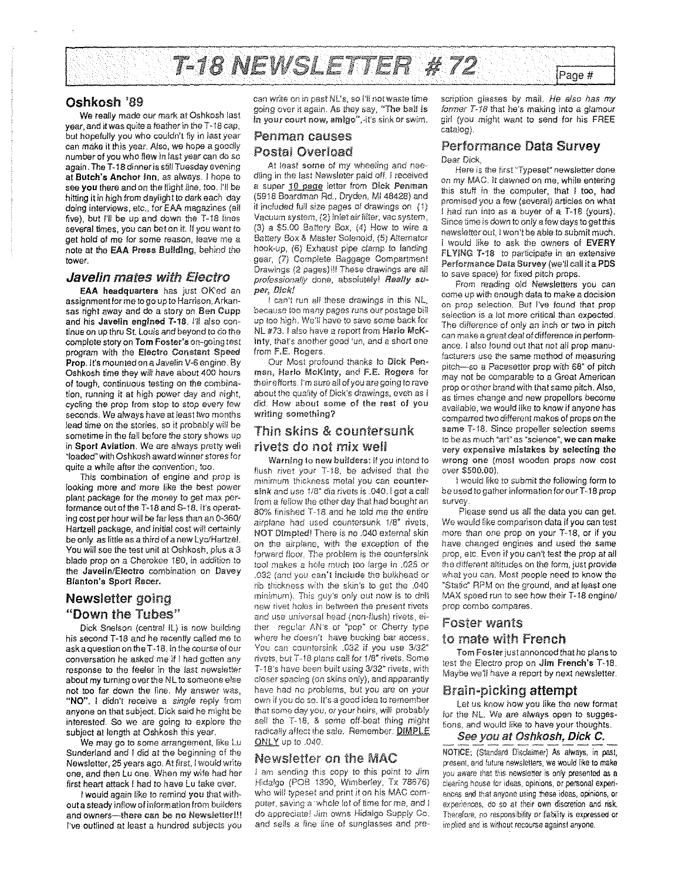# T-18 NEWSLETTER # 72

## Oshkosh '89

We really made our mark at Oshkosh last year, and it was quite a feather in the T-18 cap, but hopefully you who couldn't fly in last year can make it this year. Also, we hope a goodly number of you who flew in last year can do so again. The T-18 dinner is still Tuesday evening at **Butch's Anchor Inn**, as always. I hope to see **you** there and on the flight line, too. I'll be hitting it in high from daylight to dark each day doing interviews, etc., for EAA magazines (all five), but I'll be up and down the T-18 lines several times, you can bet on it. If you want to get hold of me for some reason, leave me a note at the **EAA Press Building**, behind the tower.

## *Javelin mates with Electro*

**EAA headquarters** has just OK'ed an assignment for me to go up to Harrison, Arkansas right away and do a story on **Ben Cupp** and his **Javelin engined T-18**. I'll also continue on up thru St. Louis and beyond to do the complete story on **Tom Foster's** on-going test program with the **Electro Constant Speed Prop**. It's mounted on a Javelin V-6 engine. By Oshkosh time they will have about 400 hours of tough, continuous testing on the combination, running it at high power day and night, cycling the prop from stop to stop every few seconds. We always have at least two months lead time on the stories, so it probably will be sometime in the fall before the story shows up in **Sport Aviation**. We are always pretty well "loaded" with Oshkosh award winner stores for quite a while after the convention, too.

This combination of engine and prop is looking more and more like the best power plant package for the money to get max performance out of the T-18 and S-18. It's operating cost per hour will be far less than an O-360/Hartzell package, and initial cost will certainly be only as little as a third of a new Lyc/Hartzel. You will see the test unit at Oshkosh, plus a 3 blade prop on a Cherokee 180, in addition to the **Javelin/Electro** combination on **Davey Blanton's Sport Racer.**

## Newsletter going "Down the Tubes"

Dick Snelson (central IL) is now building his second T-18 and he recently called me to ask a question on the T-18. In the course of our conversation he asked me if I had gotten any response to the feeler in the last newsletter about my turning over the NL to someone else not too far down the line. My answer was, **"NO"**. I didn't receive a *single* reply from anyone on that subject. Dick said he might be interested. So we are going to explore the subject at length at Oshkosh this year.

We may go to some arrangement, like Lu Sunderland and I did at the beginning of the Newsletter, 25 years ago. At first, I would write one, and then Lu one. When my wife had her first heart attack I had to have Lu take over.

I would again like to remind **you** that without a steady inflow of information from builders and owners—**there can be no Newsletter!!!** I've outlined at least a hundred subjects you can write on in past NL's, so I'll not waste time going over it again. As they say, **"The ball is in your court now, amigo"**,-it's sink or swim.

## Penman causes Postal Overload

At least **some** of my wheeling and needling in the last Newsletter paid off. I received a super <u>10 page</u> letter from **Dick Penman** (5918 Boardman Rd., Dryden, MI 48428) and it included full size pages of drawings on (1) Vacuum system, (2) Inlet air filter, vac system, (3) a $5.00 Battery Box, (4) How to wire a Battery Box & Master Solenoid, (5) Alternator hook-up, (6) Exhaust pipe clamp to landing gear, (7) Complete Baggage Compartment Drawings (2 pages)!!! These drawings are all *professionally* done, absolutely! ***Really super, Dick!***

I can't run all these drawings in this NL, because too many pages runs our postage bill up too high. We'll have to save some back for NL #73. I also have a report from **Harlo McKinty**, that's another good 'un, and a short one from F.E. Rogers.

Our Most profound thanks to **Dick Penman, Harlo McKinty, and F.E. Rogers** for their efforts. I'm sure all of you are going to rave about the quality of Dick's drawings, even as I did. **How about some of the rest of you writing something?**

## Thin skins & countersunk rivets do not mix well

**Warning to new builders:** If you intend to flush rivet your T-18, be advised that the minimum thickness metal you can **countersink** and use 1/8" dia rivets is .040. I got a call from a fellow the other day that had bought an 80% finished T-18 and he told me the entire airplane had used countersunk 1/8" rivets, **NOT Dimpled!** There is no .040 external skin on the airplane, with the exception of the forward floor. The problem is the countersink tool makes a hole much too large in .025 or .032 (and you **can't include** the bulkhead or rib thickness with the skin's to get the .040 minimum). This guy's only out now is to drill new rivet holes in between the present rivets and use universal head (non-flush) rivets, either regular AN's or "pop" or Cherry type where he doesn't have bucking bar access. You can countersink .032 if you use 3/32" rivets, but T-18 plans call for 1/8" rivets. Some T-18's have been built using 3/32" rivets, with closer spacing (on skins only), and apparently have had no problems, but you are on your own if you do so. It's a good idea to remember that some day you, or your heirs, will probably sell the T-18, & some off-beat thing might radically affect the sale. Remember: <u>**DIMPLE ONLY**</u> up to .040.

## Newsletter on the MAC

I am sending this copy to this point to Jim Hidalgo (POB 1390, Wimberley, Tx 78676) who will typeset and print it on his MAC computer, saving a whole lot of time for me, and I do appreciate! Jim owns Hidalgo Supply Co. and sells a fine line of sunglasses and prescription glasses by mail. *He also has my former T-18 that he's making into a glamour girl* (you might want to send for his FREE catalog).

## Performance Data Survey

Dear Dick,

Here is the first "Typeset" newsletter done on my MAC. It dawned on me, while entering this stuff in the computer, that I too, had promised you a few (several) articles on what I had run into as a buyer of a T-18 (yours). Since time is down to only a few days to get this newsletter out, I won't be able to submit much. I would like to ask the owners of **EVERY FLYING T-18** to participate in an extensive **Performance Data Survey** (we'll call it a **PDS** to save space) for fixed pitch props.

From reading old Newsletters you can come up with enough data to make a decision on prop selection. But I've found that prop selection is a lot more critical than expected. The difference of only an inch or two in pitch can make a great deal of difference in performance. I also found out that not all prop manufacturers use the same method of measuring pitch—so a Pacesetter prop with 68" of pitch may not be comparable to a Great American prop or other brand with that same pitch. Also, as times change and new propellors become available, we would like to know if anyone has comparred two different makes of props on the **same** T-18. Since propeller selection seems to be as much "art" as "science", **we can make very expensive mistakes by selecting the wrong one** (most wooden props now cost over $500.00).

I would like to submit the following form to be used to gather information for our T-18 prop survey.

Please send us all the data you can get. We would like comparison data if you can test more than one prop on your T-18, or if you have changed engines and used the same prop, etc. Even if you can't test the prop at all the different altitudes on the form, just provide what you can. Most people need to know the "Static" RPM on the ground, and at least one MAX speed run to see how their T-18 engine/prop combo compares.

## Foster wants to mate with French

**Tom Foster** just annonced that he plans to test the Electro prop on **Jim French's** T-18. Maybe we'll have a report by next newsletter.

## Brain-picking attempt

Let us know how you like the new format for the NL. We are always open to suggestions, and would like to have your thoughts.

***See you at Oshkosh, Dick C.***

NOTICE: (Standard Disclaimer) As always, in past, present, and future newsletters, we would like to make you aware that this newsletter is only presented as a clearing house for ideas, opinions, or personal experiences and that anyone using these ideas, opinions, or experiences, do so at their own discretion and risk. Therefore, no responsibility or liability is expressed or implied and is without recourse against anyone.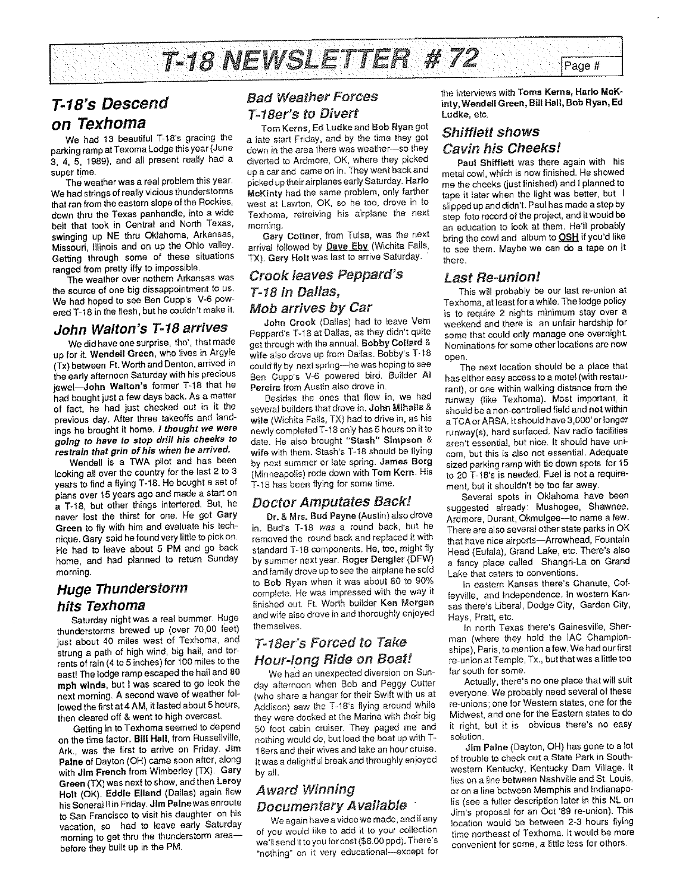# T-18 NEWSLETTER # 72

## T-18's Descend on Texhoma

We had 13 beautiful T-18's gracing the parking ramp at Texoma Lodge this year (June 3, 4, 5, 1989), and all present really had a super time.

The weather was a real problem this year. We had strings of really vicious thunderstorms that ran from the eastern slope of the Rockies, down thru the Texas panhandle, into a wide belt that took in Central and North Texas, swinging up NE thru Oklahoma, Arkansas, Missouri, Illinois and on up the Ohio valley. Getting through some of these situations ranged from pretty iffy to impossible.

The weather over nothern Arkansas was the source of one big dissappointment to us. We had hoped to see Ben Cupp's V-6 powered T-18 in the flesh, but he couldn't make it.

## John Walton's T-18 arrives

We did have one surprise, tho', that made up for it. **Wendell Green**, who lives in Argyle (Tx) between Ft. Worth and Denton, arrived in the early afternoon Saturday with his precious jewel—**John Walton's** former T-18 that he had bought just a few days back. As a matter of fact, he had just checked out in it the previous day. After three takeoffs and landings he brought it home. ***I thought we were going to have to stop drill his cheeks to restrain that grin of his when he arrived.***

Wendell is a TWA pilot and has been looking all over the country for the last 2 to 3 years to find a flying T-18. He bought a set of plans over 15 years ago and made a start on a T-18, but other things interfered. But, he never lost the thirst for one. He got **Gary Green** to fly with him and evaluate his technique. Gary said he found very little to pick on. He had to leave about 5 PM and go back home, and had planned to return Sunday morning.

## Huge Thunderstorm hits Texhoma

Saturday night was a real bummer. Huge thunderstorms brewed up (over 70,00 feet) just about 40 miles west of Texhoma, and strung a path of high wind, big hail, and torrents of rain (4 to 5 inches) for 100 miles to the east! The lodge ramp escaped the hail and **80 mph winds**, but I was scared to go look the next morning. A second wave of weather followed the first at 4 AM, it lasted about 5 hours, then cleared off & went to high overcast.

Getting in to Texhoma seemed to depend on the time factor. **Bill Hall**, from Russellville, Ark., was the first to arrive on Friday. **Jim Paine** of Dayton (OH) came soon after, along with **Jim French** from Wimberley (TX). **Gary Green** (TX) was next to show, and then **Leroy Holt** (OK). **Eddie Elland** (Dallas) again flew his Sonerai II in Friday. **Jim Paine** was enroute to San Francisco to visit his daughter on his vacation, so had to leave early Saturday morning to get thru the thunderstorm area—before they built up in the PM.

## Bad Weather Forces T-18er's to Divert

Tom Kerns, Ed Ludke and Bob Ryan got a late start Friday, and by the time they got down in the area there was weather—so they diverted to Ardmore, OK, where they picked up a car and came on in. They went back and picked up their airplanes early Saturday. **Harlo McKinty** had the same problem, only farther west at Lawton, OK, so he too, drove in to Texhoma, retreiving his airplane the next morning.

**Gary Cottner**, from Tulsa, was the next arrival followed by **Dave Eby** (Wichita Falls, TX). **Gary Holt** was last to arrive Saturday.

## Crook leaves Peppard's T-18 in Dallas, Mob arrives by Car

**John Crook** (Dallas) had to leave Vern Peppard's T-18 at Dallas, as they didn't quite get through with the annual. **Bobby Collard** & **wife** also drove up from Dallas. Bobby's T-18 could fly by next spring—he was hoping to see Ben Cupp's V-6 powered bird. Builder **Al Pereira** from Austin also drove in.

Besides the ones that flew in, we had several builders that drove in. **John Mihalla** & **wife** (Wichita Falls, TX) had to drive in, as his newly completed T-18 only has 5 hours on it to date. He also brought **"Stash" Simpson** & **wife** with them. Stash's T-18 should be flying by next summer or late spring. **James Borg** (Minneapolis) rode down with **Tom Kern**. His T-18 has been flying for some time.

## Doctor Amputates Back!

**Dr. & Mrs. Bud Payne** (Austin) also drove in. Bud's T-18 *was* a round back, but he removed the round back and replaced it with standard T-18 components. He, too, might fly by summer next year. **Roger Dengler** (DFW) and family drove up to see the airplane he sold to **Bob Ryan** when it was about 80 to 90% complete. He was impressed with the way it finished out. Ft. Worth builder **Ken Morgan** and wife also drove in and thoroughly enjoyed themselves.

## T-18er's Forced to Take Hour-long Ride on Boat!

We had an unexpected diversion on Sunday afternoon when Bob and Peggy Cutter (who share a hangar for their Swift with us at Addison) saw the T-18's flying around while they were docked at the Marina with their big 50 foot cabin cruiser. They paged me and nothing would do, but load the boat up with T-18ers and their wives and take an hour cruise. It was a delightful break and throughly enjoyed by all.

## Award Winning Documentary Available

We again have a video we made, and if any of you would like to add it to your collection we'll send it to you for cost ($8.00 ppd). There's "nothing" on it very educational—except for the interviews with **Toms Kerns, Harlo McKinty, Wendell Green, Bill Hall, Bob Ryan, Ed Ludke**, etc.

## Shifflett shows Cavin his Cheeks!

**Paul Shifflett** was there again with his metal cowl, which is now finished. He showed me the cheeks (just finished) and I planned to tape it later when the light was better, but I slipped up and didn't. Paul has made a step by step foto record of the project, and it would be an education to look at them. He'll probably bring the cowl and album to **OSH** if you'd like to see them. Maybe we can do a tape on it there.

## Last Re-union!

This will probably be our last re-union at Texhoma, at least for a while. The lodge policy is to require 2 nights minimum stay over a weekend and there is an unfair hardship for some that could only manage one overnight. Nominations for some other locations are now open.

The next location should be a place that has either easy access to a motel (with restaurant), or one within walking distance from the runway (like Texhoma). Most important, it should be a non-controlled field and **not** within a TCA or ARSA. It should have 3,000' or longer runway(s), hard surfaced. Nav radio facilities aren't essential, but nice. It should have unicom, but this is also not essential. Adequate sized parking ramp with tie down spots for 15 to 20 T-18's is needed. Fuel is not a requirement, but it shouldn't be too far away.

Several spots in Oklahoma have been suggested already: Mushogee, Shawnee, Ardmore, Durant, Okmulgee—to name a few. There are also several other state parks in OK that have nice airports—Arrowhead, Fountain Head (Eufala), Grand Lake, etc. There's also a fancy place called Shangri-La on Grand Lake that caters to conventions.

In eastern Kansas there's Chanute, Coffeyville, and Independence. In western Kansas there's Liberal, Dodge City, Garden City, Hays, Pratt, etc.

In north Texas there's Gainesville, Sherman (where they hold the IAC Championships), Paris, to mention a few. We had our first re-union at Temple, Tx., but that was a little too far south for some.

Actually, there's no one place that will suit everyone. We probably need several of these re-unions; one for Western states, one for the Midwest, and one for the Eastern states to do it right, but it is obvious there's no easy solution.

**Jim Paine** (Dayton, OH) has gone to a lot of trouble to check out a State Park in Southwestern Kentucky, Kentucky Dam Village. It lies on a line between Nashville and St. Louis, or on a line between Memphis and Indianapolis (see a fuller description later in this NL on Jim's proposal for an Oct '89 re-union). This location would be between 2-3 hours flying time northeast of Texhoma. It would be more convenient for some, a little less for others.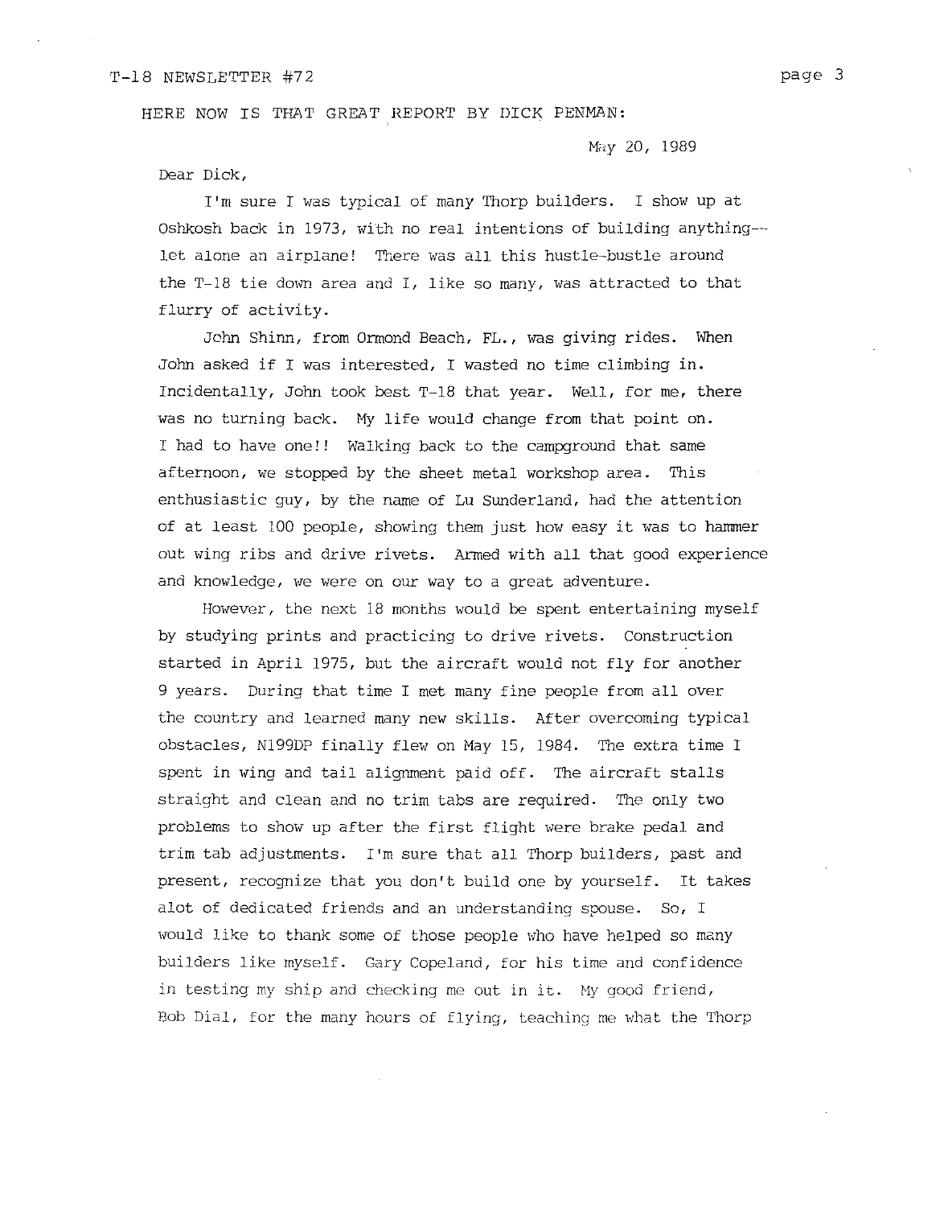HERE NOW IS THAT GREAT REPORT BY DICK PENMAN:

May 20, 1989

Dear Dick,

I'm sure I was typical of many Thorp builders. I show up at Oshkosh back in 1973, with no real intentions of building anything-- let alone an airplane! There was all this hustle-bustle around the T-18 tie down area and I, like so many, was attracted to that flurry of activity.

John Shinn, from Ormond Beach, FL., was giving rides. When John asked if I was interested, I wasted no time climbing in. Incidentally, John took best T-18 that year. Well, for me, there was no turning back. My life would change from that point on. I had to have one!! Walking back to the campground that same afternoon, we stopped by the sheet metal workshop area. This enthusiastic guy, by the name of Lu Sunderland, had the attention of at least 100 people, showing them just how easy it was to hammer out wing ribs and drive rivets. Armed with all that good experience and knowledge, we were on our way to a great adventure.

However, the next 18 months would be spent entertaining myself by studying prints and practicing to drive rivets. Construction started in April 1975, but the aircraft would not fly for another 9 years. During that time I met many fine people from all over the country and learned many new skills. After overcoming typical obstacles, N199DP finally flew on May 15, 1984. The extra time I spent in wing and tail alignment paid off. The aircraft stalls straight and clean and no trim tabs are required. The only two problems to show up after the first flight were brake pedal and trim tab adjustments. I'm sure that all Thorp builders, past and present, recognize that you don't build one by yourself. It takes alot of dedicated friends and an understanding spouse. So, I would like to thank some of those people who have helped so many builders like myself. Gary Copeland, for his time and confidence in testing my ship and checking me out in it. My good friend, Bob Dial, for the many hours of flying, teaching me what the Thorp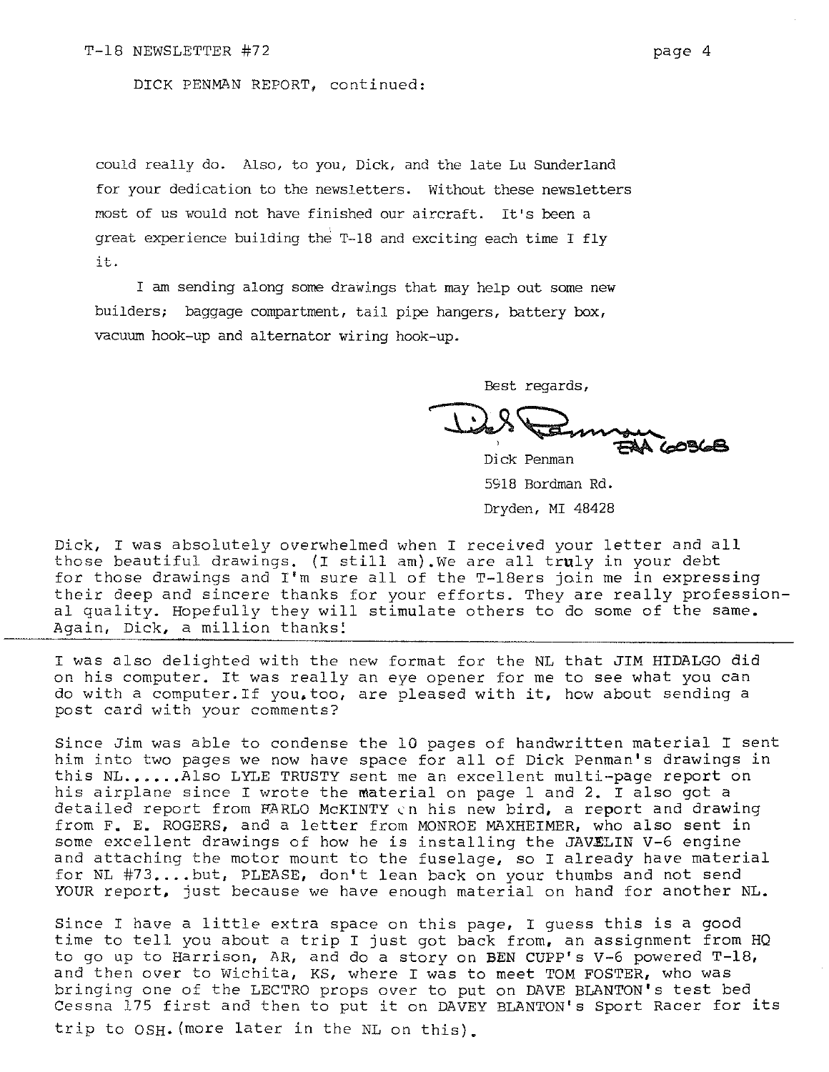DICK PENMAN REPORT, continued:

could really do. Also, to you, Dick, and the late Lu Sunderland for your dedication to the newsletters. Without these newsletters most of us would not have finished our aircraft. It's been a great experience building the T-18 and exciting each time I fly it.

I am sending along some drawings that may help out some new builders; baggage compartment, tail pipe hangers, battery box, vacuum hook-up and alternator wiring hook-up.

Best regards,

Dick Penman EAA 60368
Dick Penman
5918 Bordman Rd.
Dryden, MI 48428

Dick, I was absolutely overwhelmed when I received your letter and all those beautiful drawings. (I still am).We are all truly in your debt for those drawings and I'm sure all of the T-18ers join me in expressing their deep and sincere thanks for your efforts. They are really professional quality. Hopefully they will stimulate others to do some of the same. Again, Dick, a million thanks!

---

I was also delighted with the new format for the NL that JIM HIDALGO did on his computer. It was really an eye opener for me to see what you can do with a computer.If you,too, are pleased with it, how about sending a post card with your comments?

Since Jim was able to condense the 10 pages of handwritten material I sent him into two pages we now have space for all of Dick Penman's drawings in this NL.....Also LYLE TRUSTY sent me an excellent multi-page report on his airplane since I wrote the material on page 1 and 2. I also got a detailed report from FARLO McKINTY on his new bird, a report and drawing from F. E. ROGERS, and a letter from MONROE MAXHEIMER, who also sent in some excellent drawings of how he is installing the JAVELIN V-6 engine and attaching the motor mount to the fuselage, so I already have material for NL #73....but, PLEASE, don't lean back on your thumbs and not send YOUR report, just because we have enough material on hand for another NL.

Since I have a little extra space on this page, I guess this is a good time to tell you about a trip I just got back from, an assignment from HQ to go up to Harrison, AR, and do a story on BEN CUPP's V-6 powered T-18, and then over to Wichita, KS, where I was to meet TOM FOSTER, who was bringing one of the LECTRO props over to put on DAVE BLANTON's test bed Cessna 175 first and then to put it on DAVEY BLANTON's Sport Racer for its trip to OSH.(more later in the NL on this).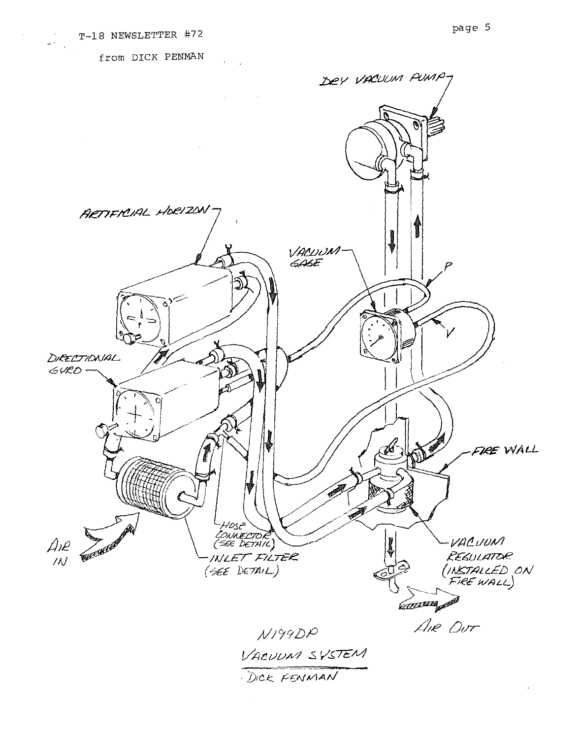from DICK PENMAN

DRY VACUUM PUMP

ARTIFICIAL HORIZON

VACUUM GAGE

P

V

DIRECTIONAL GYRO

FIRE WALL

HOSE CONNECTOR (SEE DETAIL)

AIR IN

INLET FILTER (SEE DETAIL)

VACUUM REGULATOR (INSTALLED ON FIRE WALL)

AIR OUT

N199DP
VACUUM SYSTEM
DICK PENMAN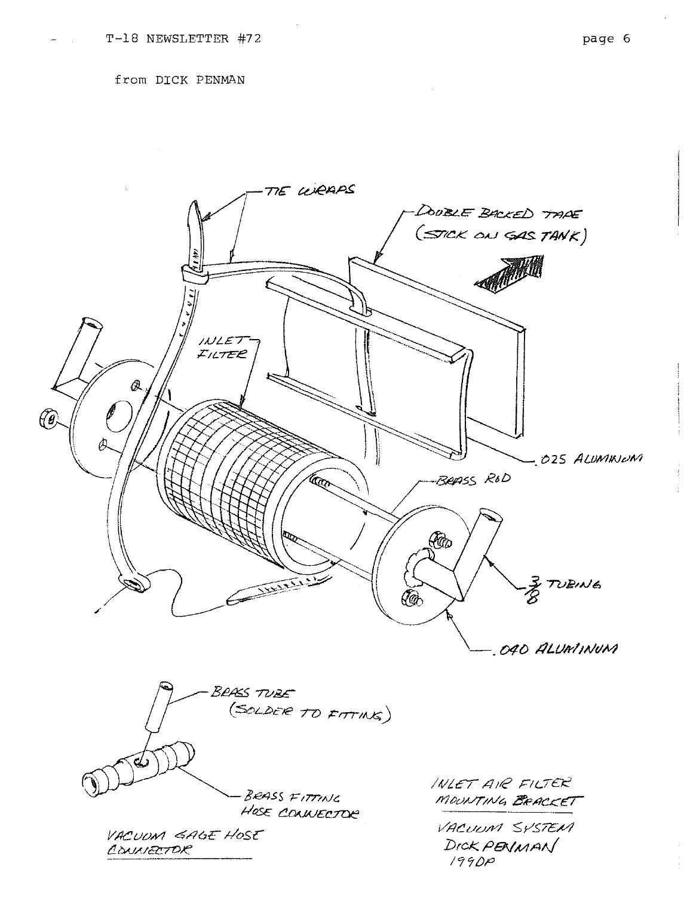from DICK PENMAN

TIE WRAPS

DOUBLE BACKED TAPE (STICK ON GAS TANK)

INLET FILTER

.025 ALUMINUM

BRASS ROD

3/8 TUBING

.040 ALUMINUM

BRASS TUBE (SOLDER TO FITTING)

BRASS FITTING HOSE CONNECTOR

VACUUM GAGE HOSE CONNECTOR

INLET AIR FILTER MOUNTING BRACKET

VACUUM SYSTEM
DICK PENMAN
199DP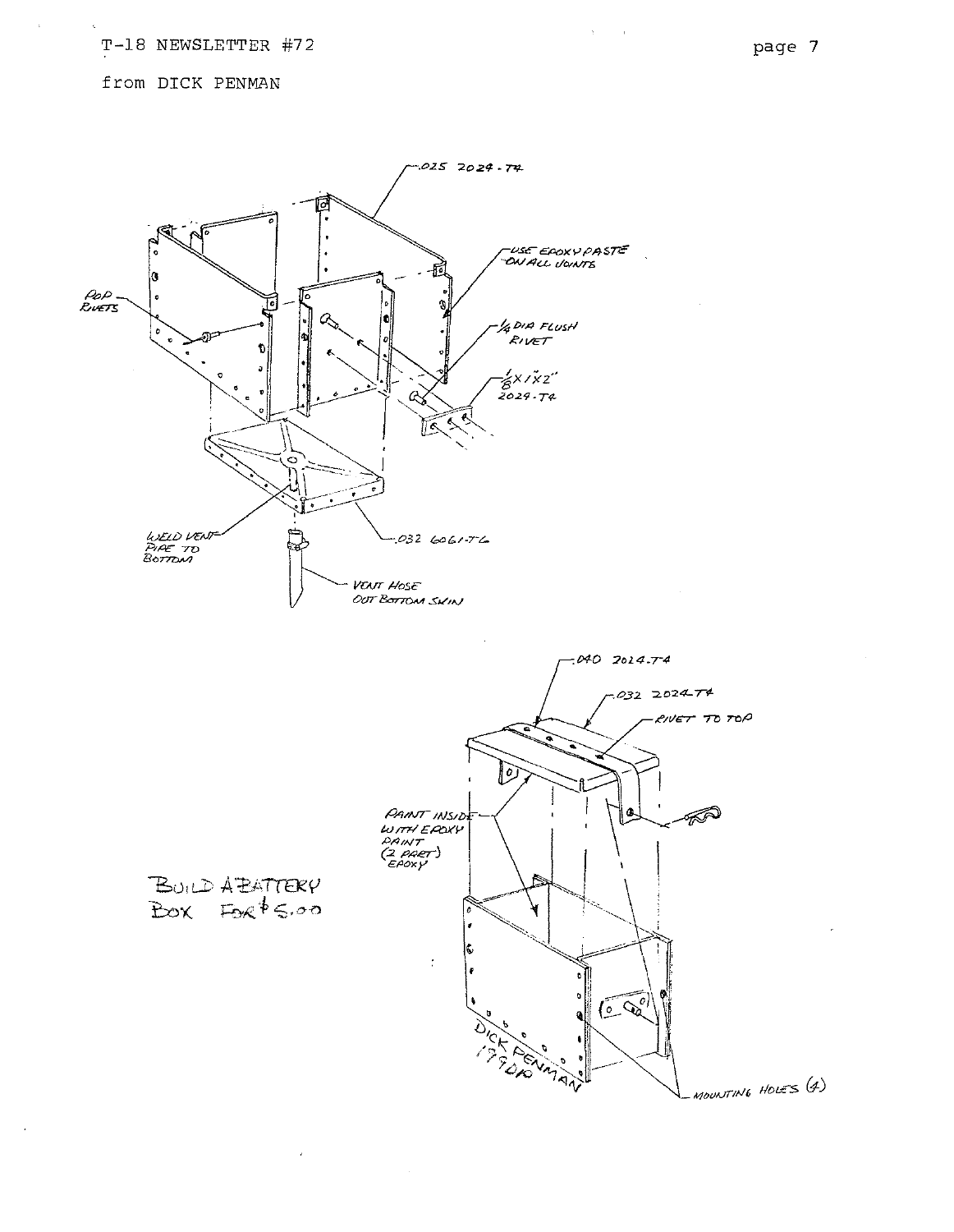from DICK PENMAN

.025 2024-T4

USE EPOXY PASTE ON ALL JOINTS

POP RIVETS

1/4 DIA FLUSH RIVET

1/8 X 1" X 2" 2024-T4

WELD VENT PIPE TO BOTTOM

.032 6061-T6

VENT HOSE OUT BOTTOM SKIN

.040 2024-T4

.032 2024-T4

RIVET TO TOP

PAINT INSIDE WITH EPOXY PAINT (2 PART) EPOXY

BUILD A BATTERY BOX FOR $5.00

DICK PENMAN 179DP

MOUNTING HOLES (4)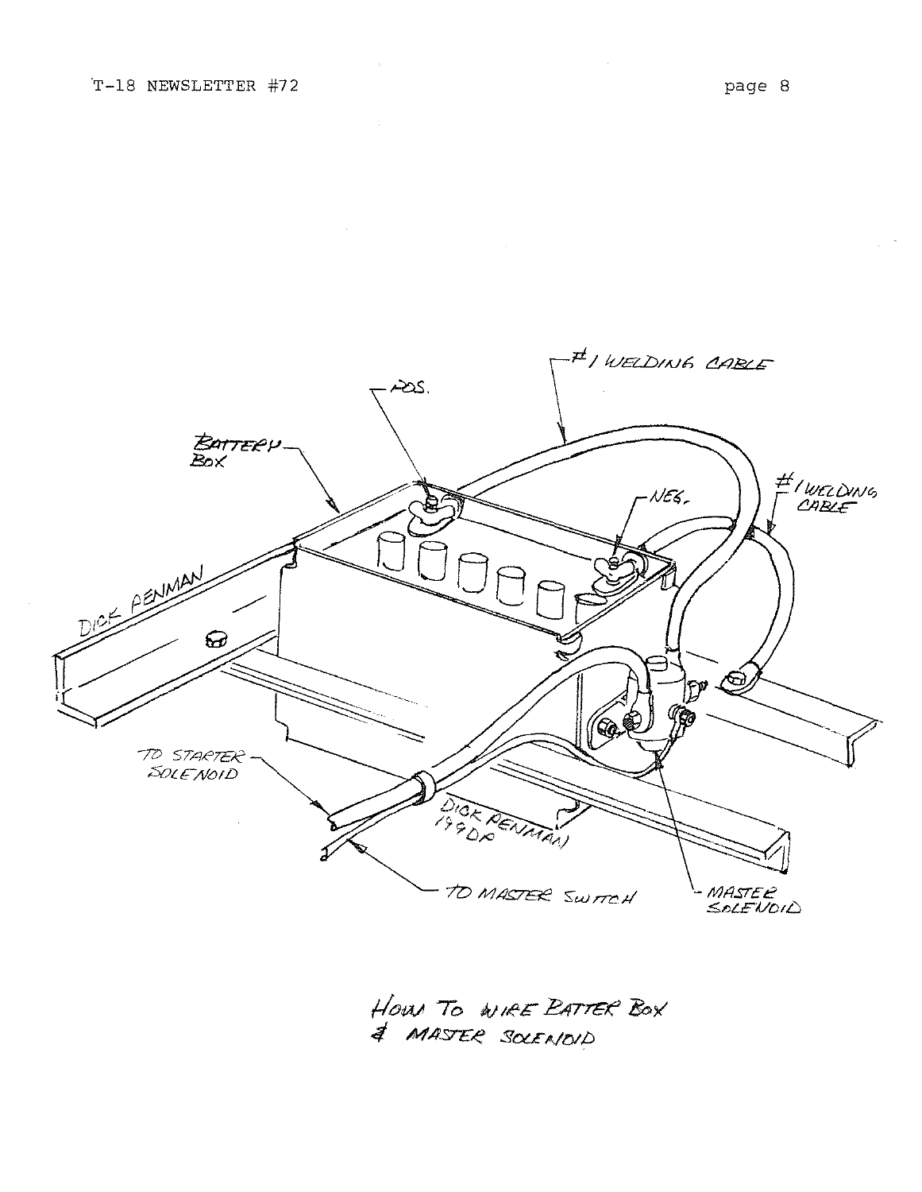#1 WELDING CABLE

POS.

BATTERY BOX

NEG.

#1 WELDING CABLE

DICK PENMAN

TO STARTER SOLENOID

DICK PENMAN 1/9 DP

TO MASTER SWITCH

MASTER SOLENOID

HOW TO WIRE BATTER BOX & MASTER SOLENOID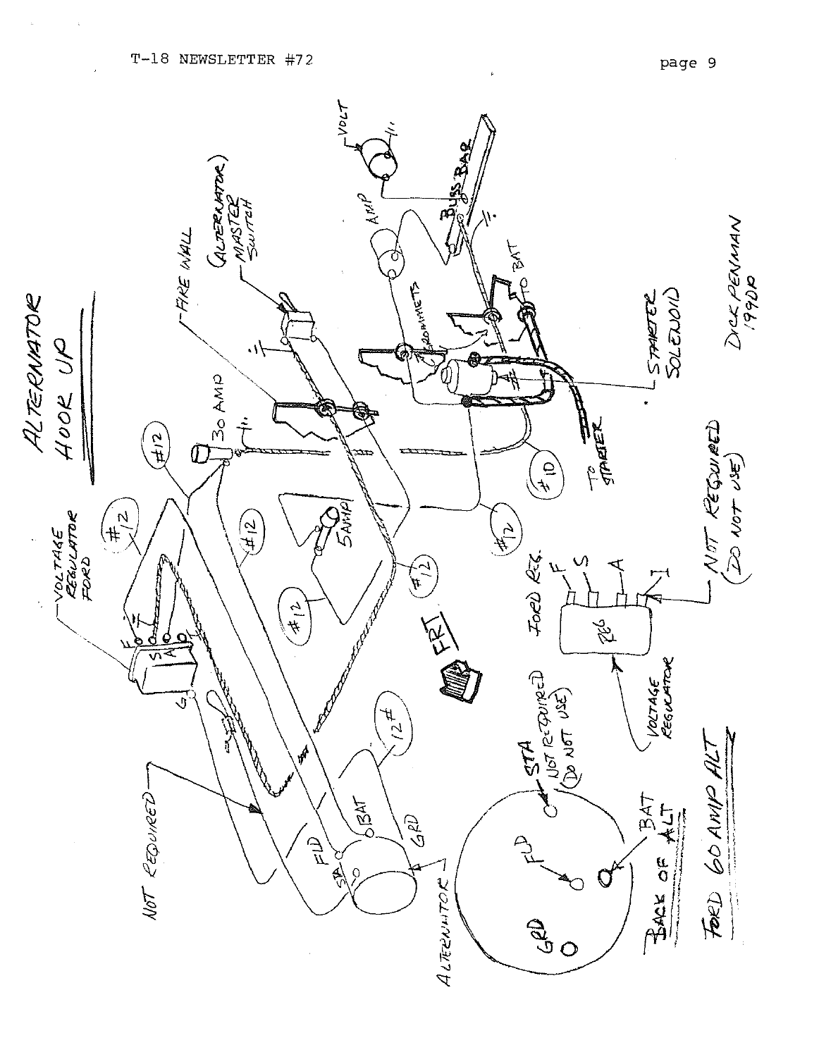# ALTERNATOR HOOK UP

VOLTAGE REGULATOR FORD

F S A I G

#12

30 AMP

#12

FIRE WALL

(ALTERNATOR) MASTER SWITCH

VOLT

BUSS BAR

AMP

GROMMETS

TO BAT

STARTER SOLENOID

TO STARTER

#10

#12

5 AMP

#12

#12

#12

FRT

NOT REQUIRED

FLD

STA

BAT

GRD

12 #

ALTERNATOR

FORD REG.

F S A I

REG

VOLTAGE REGULATOR

NOT REQUIRED (DO NOT USE)

STA NOT REQUIRED (DO NOT USE)

FLD

GRD

BAT

BACK OF ALT

FORD 60 AMP ALT

DICK PENMAN 1992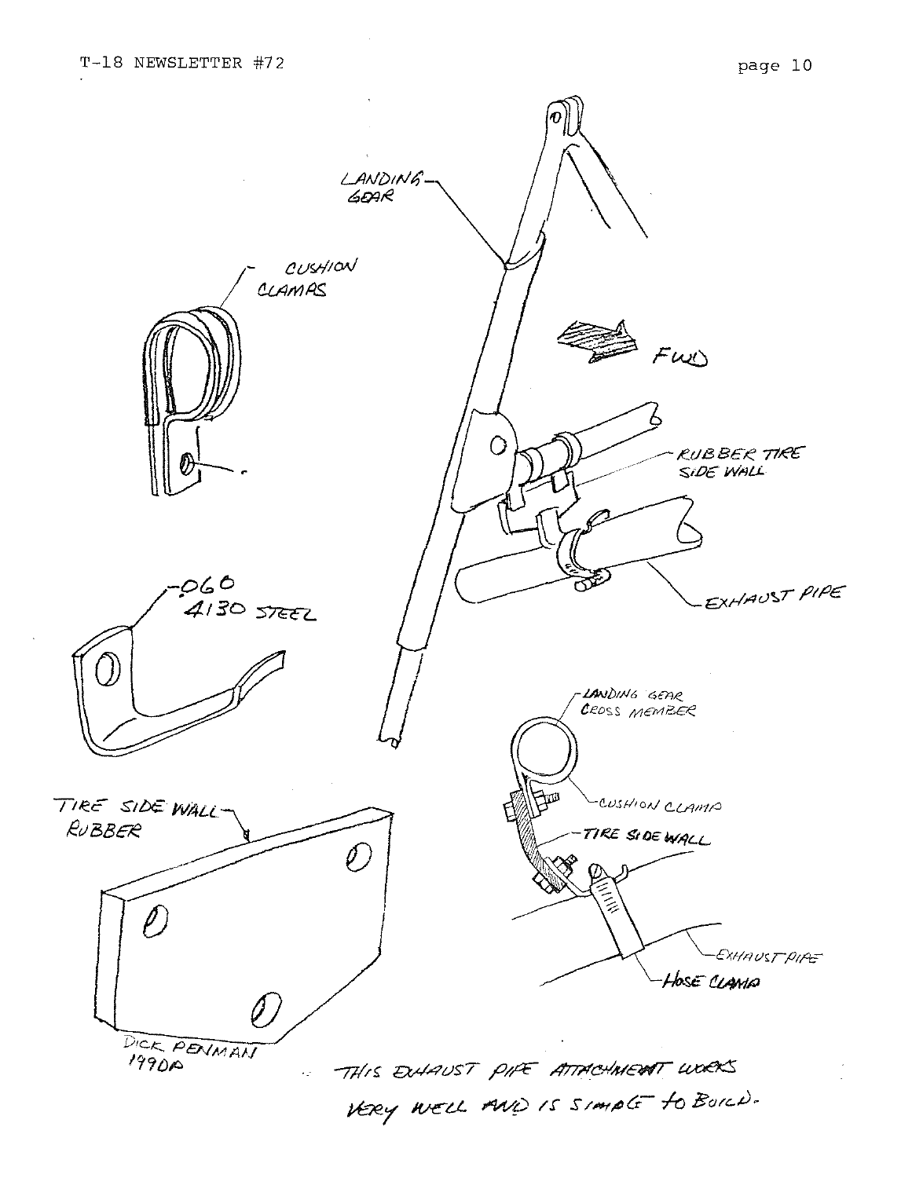LANDING GEAR

CUSHION CLAMPS

FWD

RUBBER TIRE SIDE WALL

EXHAUST PIPE

.060 4130 STEEL

LANDING GEAR CROSS MEMBER

CUSHION CLAMP

TIRE SIDE WALL

TIRE SIDE WALL RUBBER

EXHAUST PIPE

HOSE CLAMP

DICK PENMAN 1990A

THIS EXHAUST PIPE ATTACHMENT WORKS VERY WELL AND IS SIMPLE TO BUILD.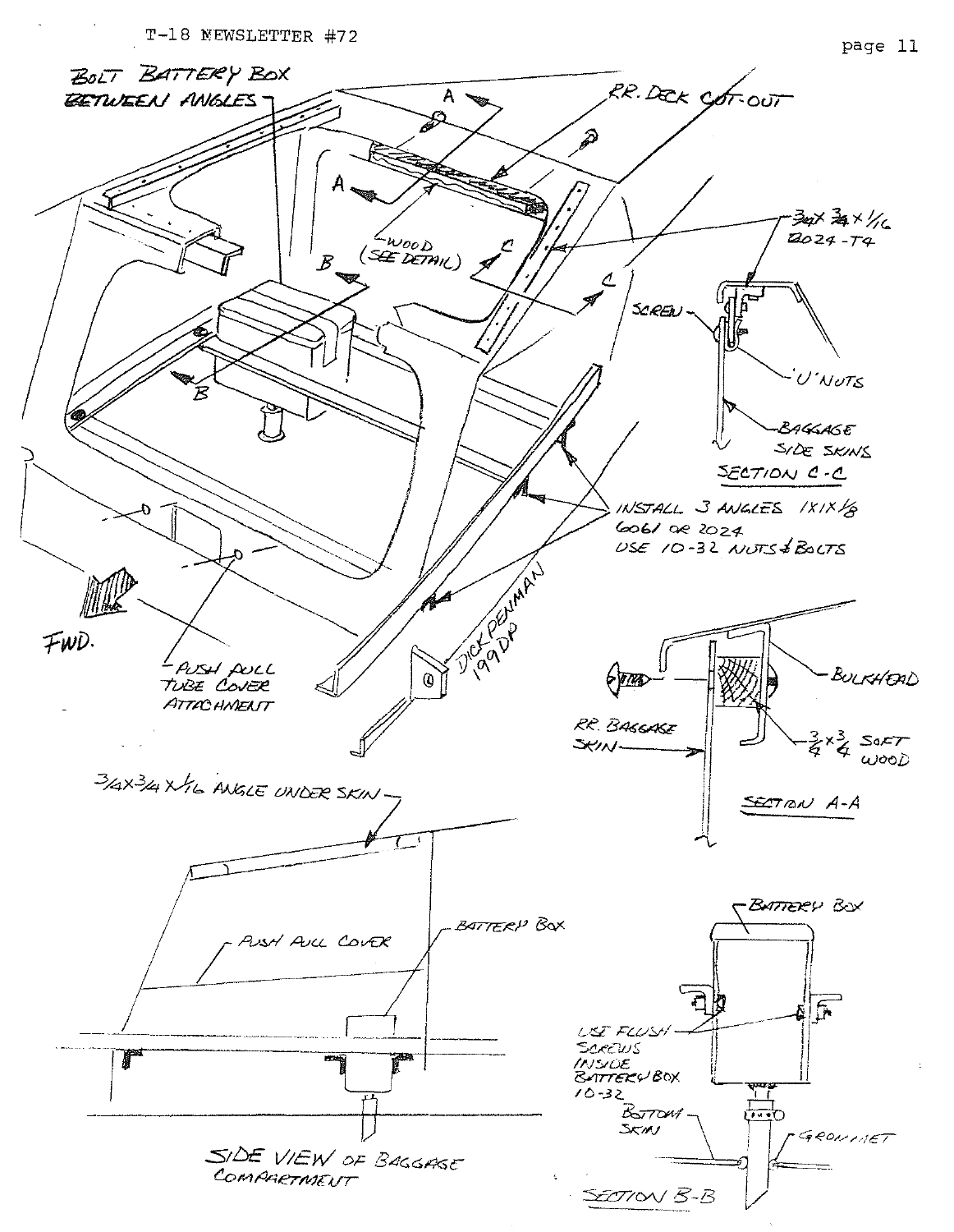BOLT BATTERY BOX BETWEEN ANGLES

RR. DECK CUT-OUT

WOOD (SEE DETAIL)

$\frac{3}{4} \times \frac{3}{4} \times \frac{1}{16}$ 2024-T4

SCREW

'U' NUTS

BAGGAGE SIDE SKINS

SECTION C-C

INSTALL 3 ANGLES 1X1X1/8 6061 OR 2024 USE 10-32 NUTS & BOLTS

FWD.

PUSH PULL TUBE COVER ATTACHMENT

DICK PENMAN 199DP

BULKHEAD

RR. BAGGAGE SKIN

$\frac{3}{4} \times \frac{3}{4}$ SOFT WOOD

SECTION A-A

3/4X3/4X1/16 ANGLE UNDER SKIN

PUSH PULL COVER

BATTERY BOX

SIDE VIEW OF BAGGAGE COMPARTMENT

BATTERY BOX

USE FLUSH SCREWS INSIDE BATTERY BOX 10-32

BOTTOM SKIN

GROMMET

SECTION B-B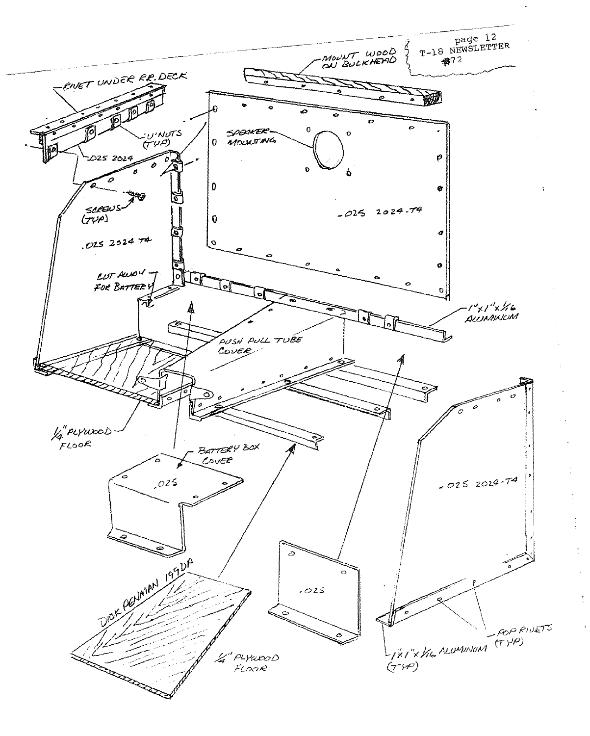MOUNT WOOD ON BULKHEAD

RIVET UNDER RR. DECK

'U' NUTS (TYP)

.025 2024

SPEAKER MOUNTING

SCREWS (TYP)

.025 2024-T4

.025 2024 T4

CUT AWAY FOR BATTERY

1"x1"x1/16 ALUMINUM

PUSH PULL TUBE COVER

1/4" PLYWOOD FLOOR

BATTERY BOX COVER

.025

.025 2024-T4

.025

DICK PENMAN 199DP

1/4" PLYWOOD FLOOR

POP RIVETS (TYP)

1"x1"x1/16 ALUMINUM (TYP)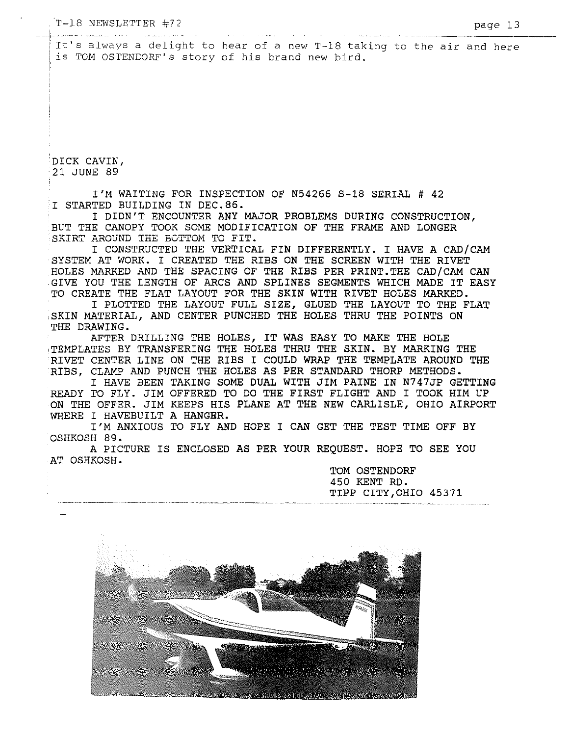It's always a delight to hear of a new T-18 taking to the air and here is TOM OSTENDORF's story of his brand new bird.

DICK CAVIN,
21 JUNE 89

I'M WAITING FOR INSPECTION OF N54266 S-18 SERIAL # 42
I STARTED BUILDING IN DEC.86.

I DIDN'T ENCOUNTER ANY MAJOR PROBLEMS DURING CONSTRUCTION, BUT THE CANOPY TOOK SOME MODIFICATION OF THE FRAME AND LONGER SKIRT AROUND THE BOTTOM TO FIT.

I CONSTRUCTED THE VERTICAL FIN DIFFERENTLY. I HAVE A CAD/CAM SYSTEM AT WORK. I CREATED THE RIBS ON THE SCREEN WITH THE RIVET HOLES MARKED AND THE SPACING OF THE RIBS PER PRINT.THE CAD/CAM CAN GIVE YOU THE LENGTH OF ARCS AND SPLINES SEGMENTS WHICH MADE IT EASY TO CREATE THE FLAT LAYOUT FOR THE SKIN WITH RIVET HOLES MARKED.

I PLOTTED THE LAYOUT FULL SIZE, GLUED THE LAYOUT TO THE FLAT SKIN MATERIAL, AND CENTER PUNCHED THE HOLES THRU THE POINTS ON THE DRAWING.

AFTER DRILLING THE HOLES, IT WAS EASY TO MAKE THE HOLE TEMPLATES BY TRANSFERING THE HOLES THRU THE SKIN. BY MARKING THE RIVET CENTER LINE ON THE RIBS I COULD WRAP THE TEMPLATE AROUND THE RIBS, CLAMP AND PUNCH THE HOLES AS PER STANDARD THORP METHODS.

I HAVE BEEN TAKING SOME DUAL WITH JIM PAINE IN N747JP GETTING READY TO FLY. JIM OFFERED TO DO THE FIRST FLIGHT AND I TOOK HIM UP ON THE OFFER. JIM KEEPS HIS PLANE AT THE NEW CARLISLE, OHIO AIRPORT WHERE I HAVEBUILT A HANGER.

I'M ANXIOUS TO FLY AND HOPE I CAN GET THE TEST TIME OFF BY OSHKOSH 89.

A PICTURE IS ENCLOSED AS PER YOUR REQUEST. HOPE TO SEE YOU AT OSHKOSH.

TOM OSTENDORF
450 KENT RD.
TIPP CITY,OHIO 45371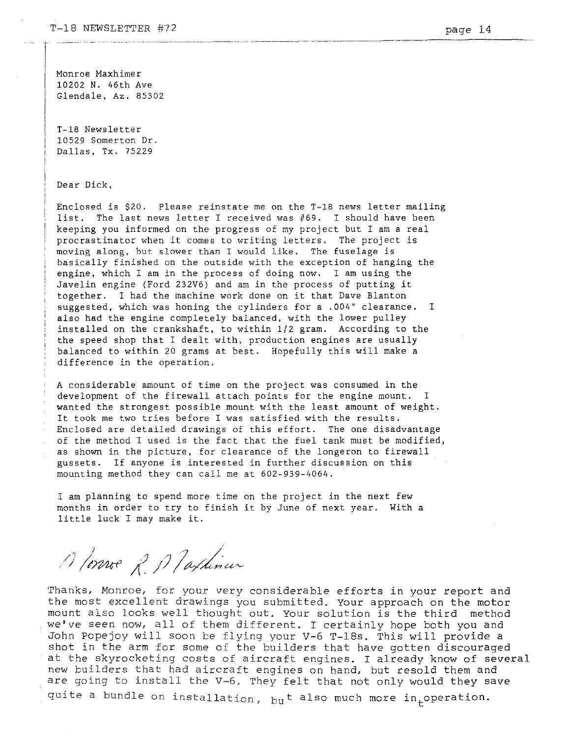Monroe Maxhimer
10202 N. 46th Ave
Glendale, Az. 85302

T-18 Newsletter
10529 Somerton Dr.
Dallas, Tx. 75229

Dear Dick,

Enclosed is $20. Please reinstate me on the T-18 news letter mailing list. The last news letter I received was #69. I should have been keeping you informed on the progress of my project but I am a real procrastinator when it comes to writing letters. The project is moving along, but slower than I would like. The fuselage is basically finished on the outside with the exception of hanging the engine, which I am in the process of doing now. I am using the Javelin engine (Ford 232V6) and am in the process of putting it together. I had the machine work done on it that Dave Blanton suggested, which was honing the cylinders for a .004" clearance. I also had the engine completely balanced, with the lower pulley installed on the crankshaft, to within 1/2 gram. According to the the speed shop that I dealt with, production engines are usually balanced to within 20 grams at best. Hopefully this will make a difference in the operation.

A considerable amount of time on the project was consumed in the development of the firewall attach points for the engine mount. I wanted the strongest possible mount with the least amount of weight. It took me two tries before I was satisfied with the results. Enclosed are detailed drawings of this effort. The one disadvantage of the method I used is the fact that the fuel tank must be modified, as shown in the picture, for clearance of the longeron to firewall gussets. If anyone is interested in further discussion on this mounting method they can call me at 602-939-4064.

I am planning to spend more time on the project in the next few months in order to try to finish it by June of next year. With a little luck I may make it.

Monroe R. Maxhimer

Thanks, Monroe, for your very considerable efforts in your report and the most excellent drawings you submitted. Your approach on the motor mount also looks well thought out. Your solution is the third method we've seen now, all of them different. I certainly hope both you and John Popejoy will soon be flying your V-6 T-18s. This will provide a shot in the arm for some of the builders that have gotten discouraged at the skyrocketing costs of aircraft engines. I already know of several new builders that had aircraft engines on hand, but resold them and are going to install the V-6. They felt that not only would they save quite a bundle on installation, but also much more in operation.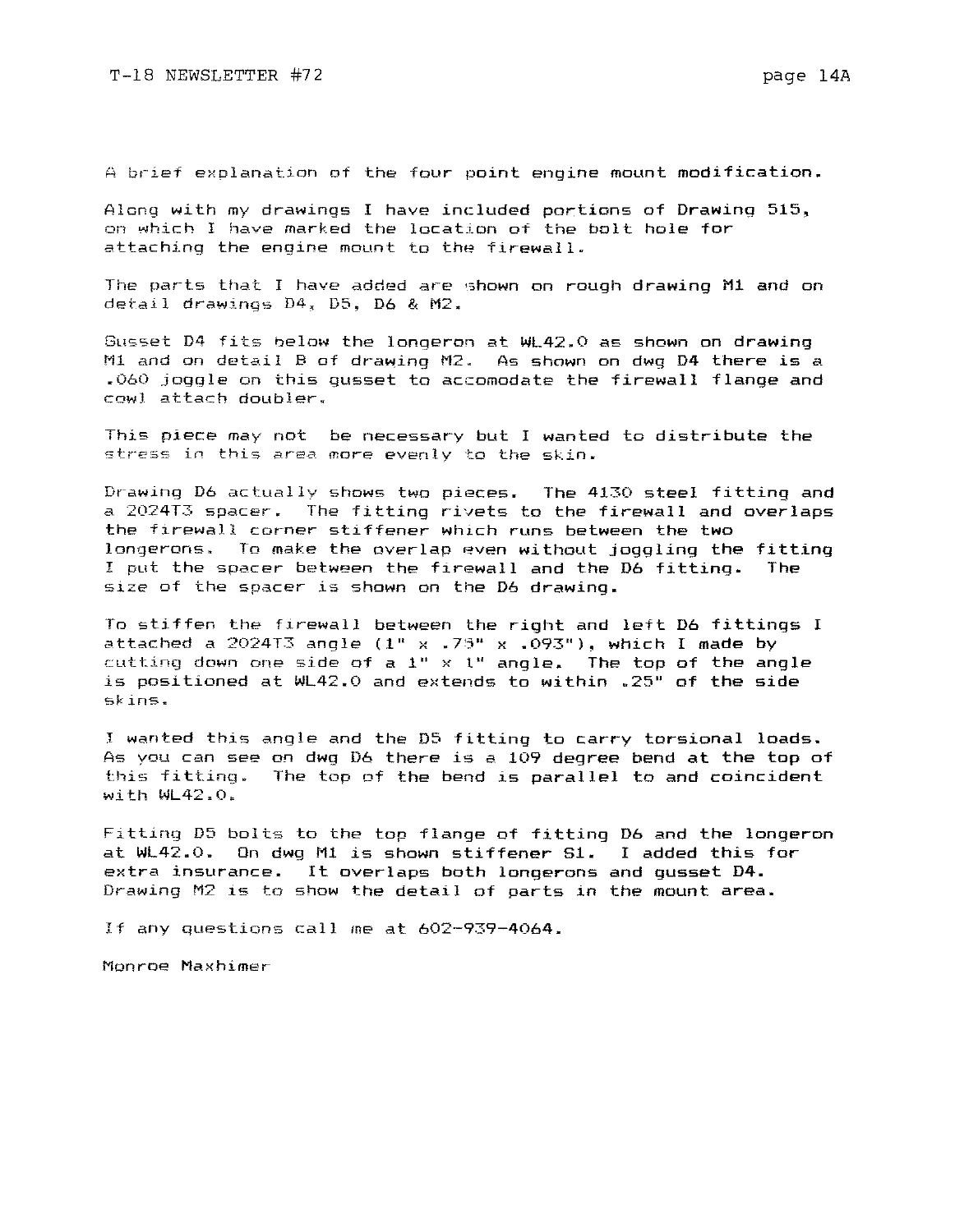A brief explanation of the four point engine mount modification.

Along with my drawings I have included portions of Drawing 515, on which I have marked the location of the bolt hole for attaching the engine mount to the firewall.

The parts that I have added are shown on rough drawing M1 and on detail drawings D4, D5, D6 & M2.

Gusset D4 fits below the longeron at WL42.0 as shown on drawing M1 and on detail B of drawing M2. As shown on dwg D4 there is a .060 joggle on this gusset to accomodate the firewall flange and cowl attach doubler.

This piece may not be necessary but I wanted to distribute the stress in this area more evenly to the skin.

Drawing D6 actually shows two pieces. The 4130 steel fitting and a 2024T3 spacer. The fitting rivets to the firewall and overlaps the firewall corner stiffener which runs between the two longerons. To make the overlap even without joggling the fitting I put the spacer between the firewall and the D6 fitting. The size of the spacer is shown on the D6 drawing.

To stiffen the firewall between the right and left D6 fittings I attached a 2024T3 angle (1" x .75" x .093"), which I made by cutting down one side of a 1" x 1" angle. The top of the angle is positioned at WL42.0 and extends to within .25" of the side skins.

I wanted this angle and the D5 fitting to carry torsional loads. As you can see on dwg D6 there is a 109 degree bend at the top of this fitting. The top of the bend is parallel to and coincident with WL42.0.

Fitting D5 bolts to the top flange of fitting D6 and the longeron at WL42.0. On dwg M1 is shown stiffener S1. I added this for extra insurance. It overlaps both longerons and gusset D4. Drawing M2 is to show the detail of parts in the mount area.

If any questions call me at 602-939-4064.

Monroe Maxhimer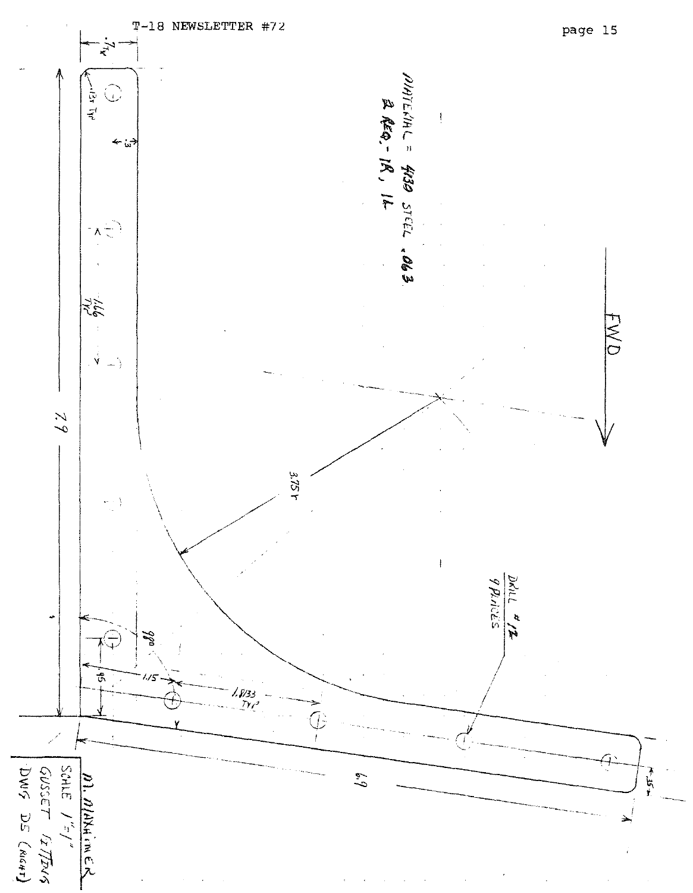MATERIAL = 4130 STEEL .063

2 REQ.- 1R, 1L

FWD

DRILL #12
9 PLACES

3.75 R

7.9

6.9

.125 TYP

.3

.75

1.166 TYP

90°

1.15

.95

1.833 TYP

.35

M. MAXIMER
SCALE 1"=1"
GUSSET FITTING
DWG D5 (RIGHT)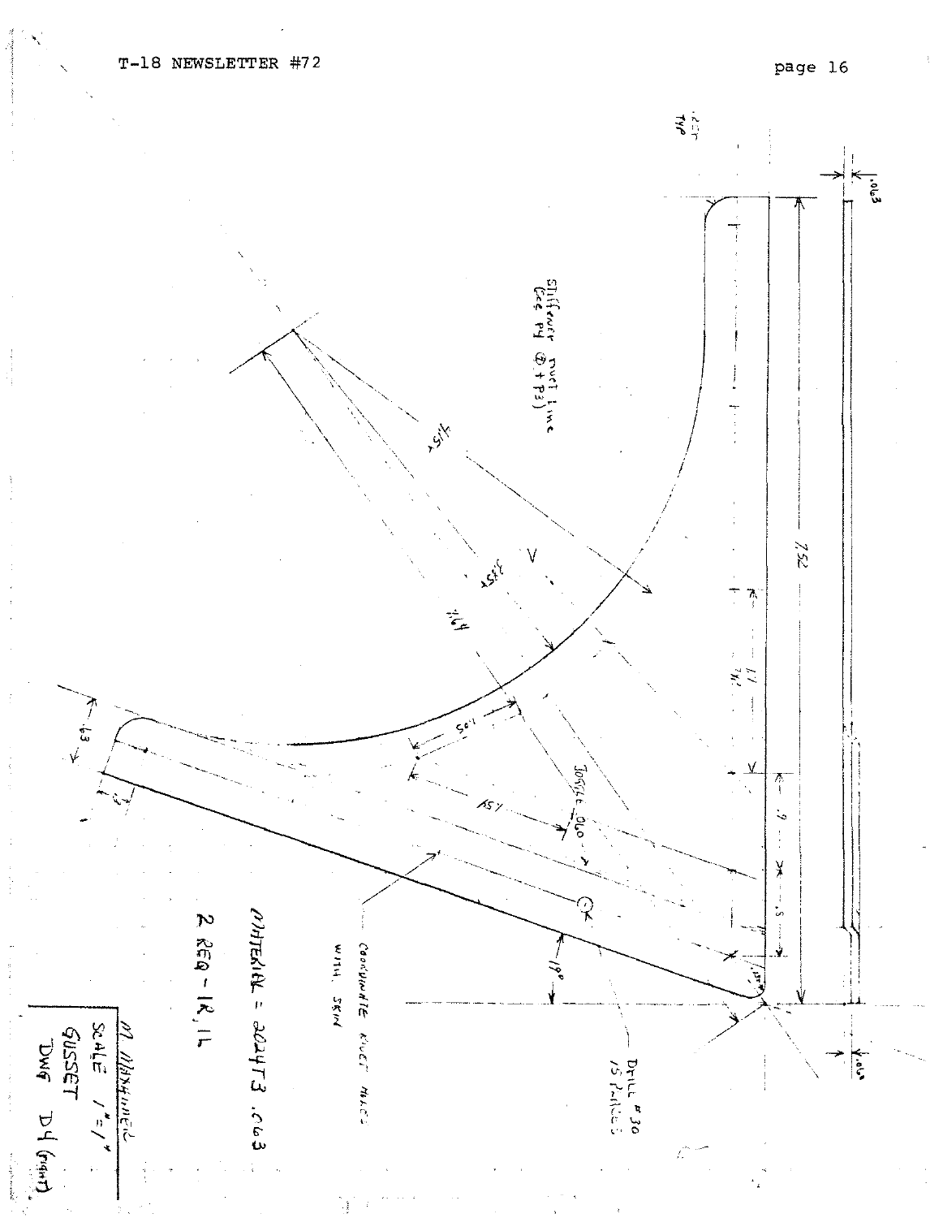.25R TYP

.063

Stiffener duct line (see pg ① + ②)

4.15

3.35

7.52

1.64

1.1

.63

1.05

JOGGLE .010

1.54

.9

.5

19°

.25R

COORDINATE RIVET HOLES WITH SKIN

DRILL #30 15 PLACES

.063

MATERIAL = 2024T3 .063

2 REQ - 1R, 1L

M. Wannamaker
SCALE 1" = 1"
GUSSET
DWG D4 (Right)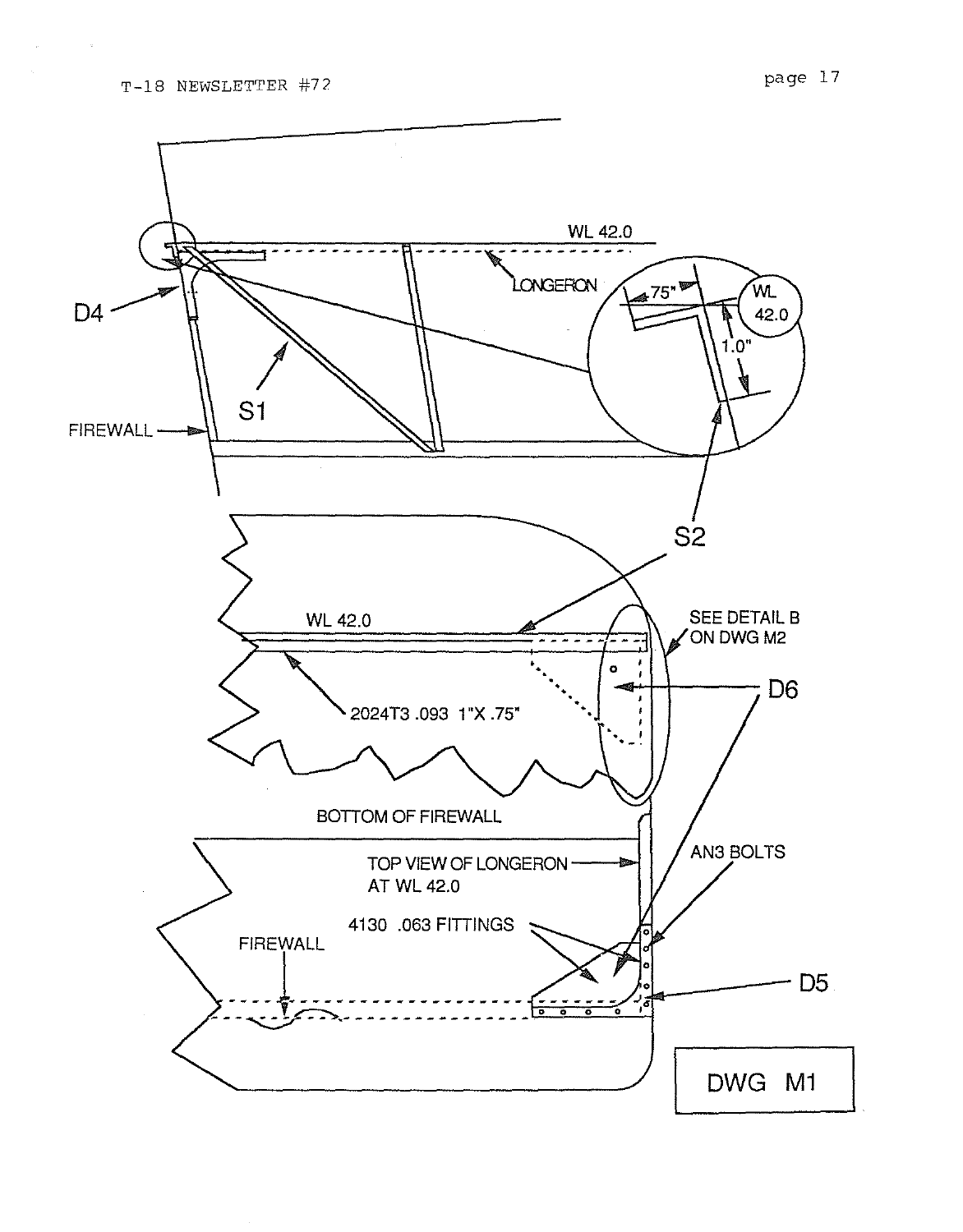WL 42.0

LONGERON

.75"

WL 42.0

1.0"

D4

S1

FIREWALL

S2

WL 42.0

SEE DETAIL B ON DWG M2

D6

2024T3 .093 1"X .75"

BOTTOM OF FIREWALL

TOP VIEW OF LONGERON AT WL 42.0

AN3 BOLTS

4130 .063 FITTINGS

FIREWALL

D5

DWG M1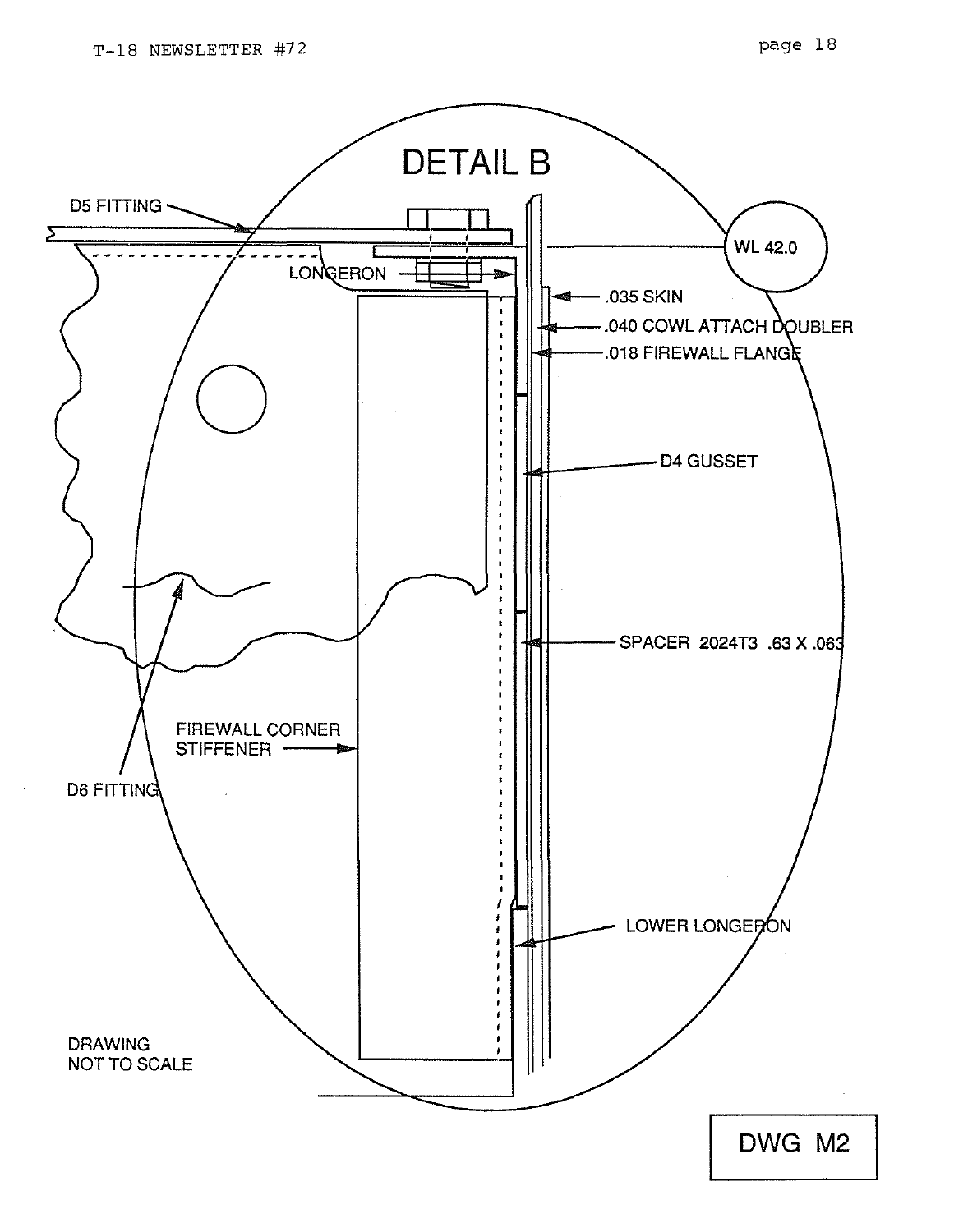# DETAIL B

D5 FITTING

LONGERON

WL 42.0

.035 SKIN

.040 COWL ATTACH DOUBLER

.018 FIREWALL FLANGE

D4 GUSSET

SPACER 2024T3 .63 X .063

FIREWALL CORNER STIFFENER

D6 FITTING

LOWER LONGERON

DRAWING NOT TO SCALE

DWG M2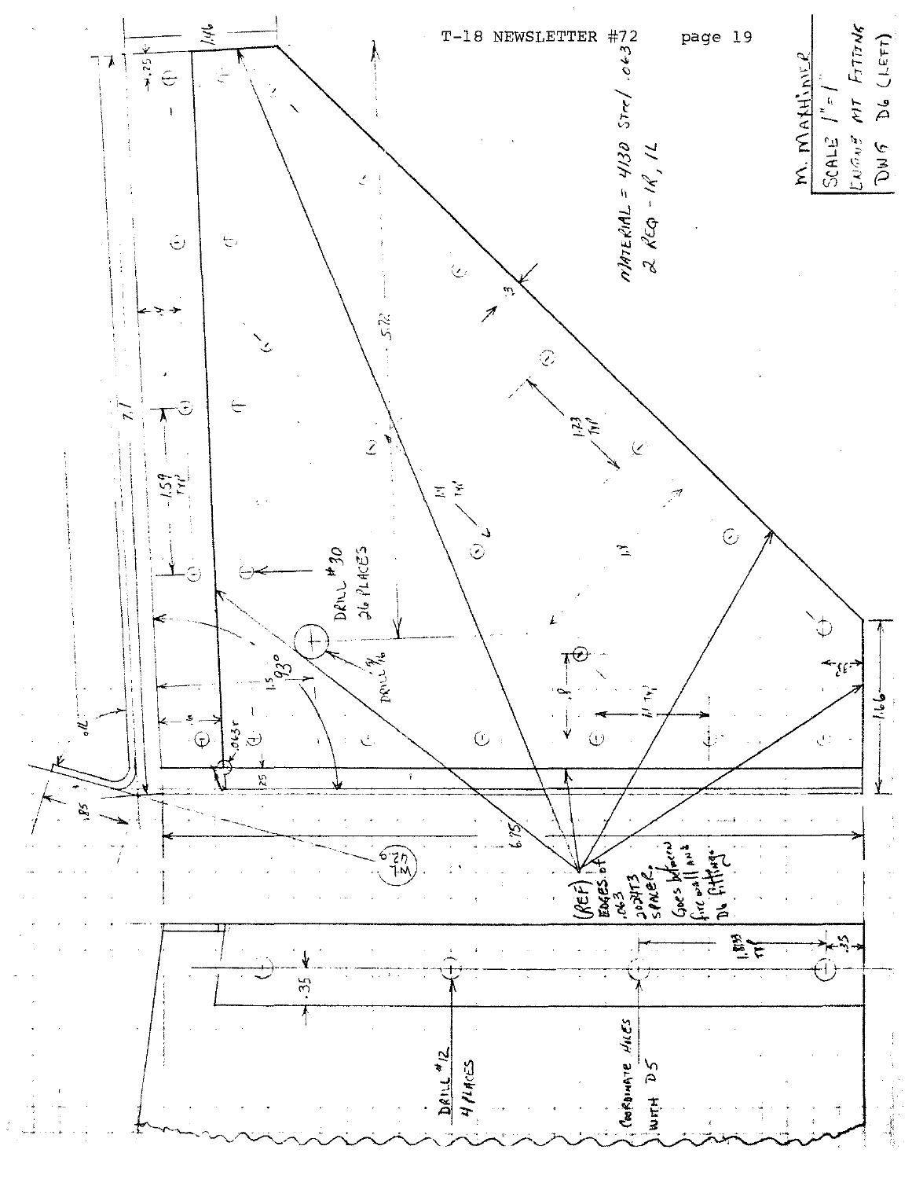M. MAYHINEY

SCALE 1" = 1"

ENGINE MT FITTING

DWG D6 (LEFT)

MATERIAL = 4130 STEEL .063

2 REQ - 1R, 1L

DRILL #30

26 PLACES

DRILL 3/16

DRILL #12

4 PLACES

COORDINATE HOLES WITH D5

(REF) EDGES OF .063 2024T3 SPACER, GOES between fire wall and D6 fitting.

1.46 .25 .4 1.59 TYP 7.1 5.72 .3 1.23 TYP 1.1 TYP 1.1 .8 1.1 TYP 1.5 93° .063r .25 .6 .12 .85 6.75 1.66 .35 1.833 TYP .35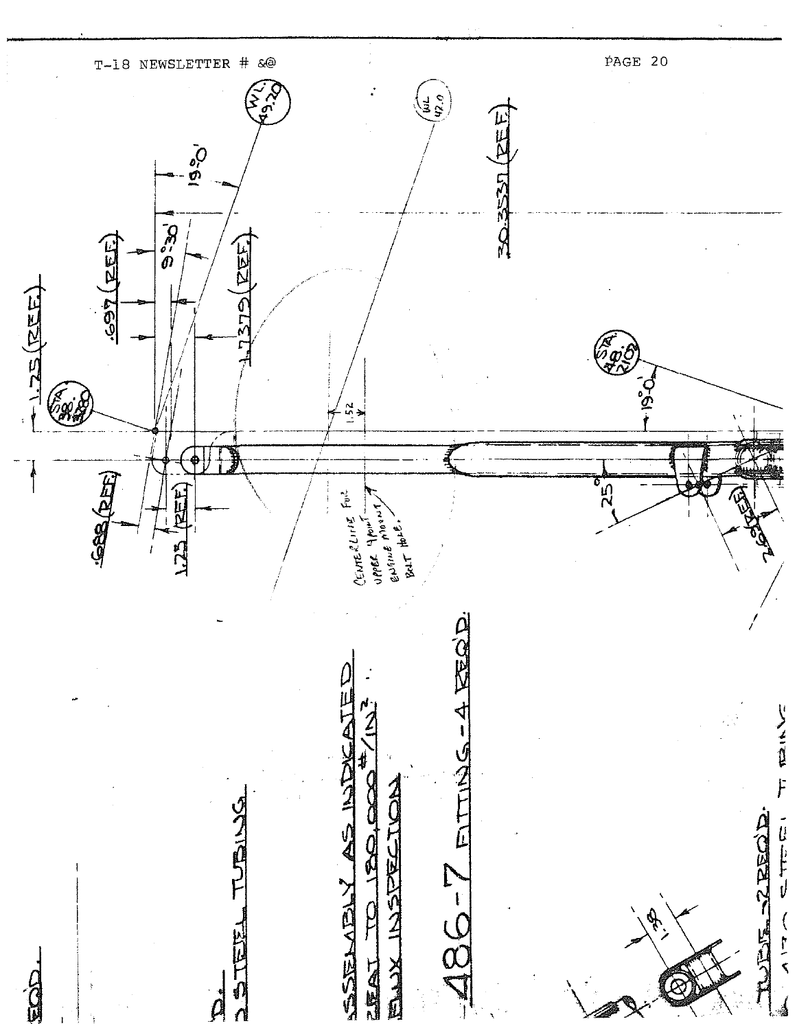- 1.75 (REF.)

.697 (REF.)

9°30'

19°0'

1.7370 (REF.)

30.3531 (REF.)

W.L. 49.20

W.L. 47.0

STA. 30.380

STA. 48.210

.688 (REF.)

1.75 (REF.)

1.52

25°

19°0'

26° (REF.)

CENTERLINE FOR UPPER 4 POINT ENGINE MOUNT BOLT HOLE.

-486-7 FITTINGS-4 REQD.

ASSEMBLY AS INDICATED

HEAT TO 180,000 #/IN²

FLUX INSPECTION

STEEL TUBING

REQD.

1.38

TUBE-2 REQD.

STEEL TUBING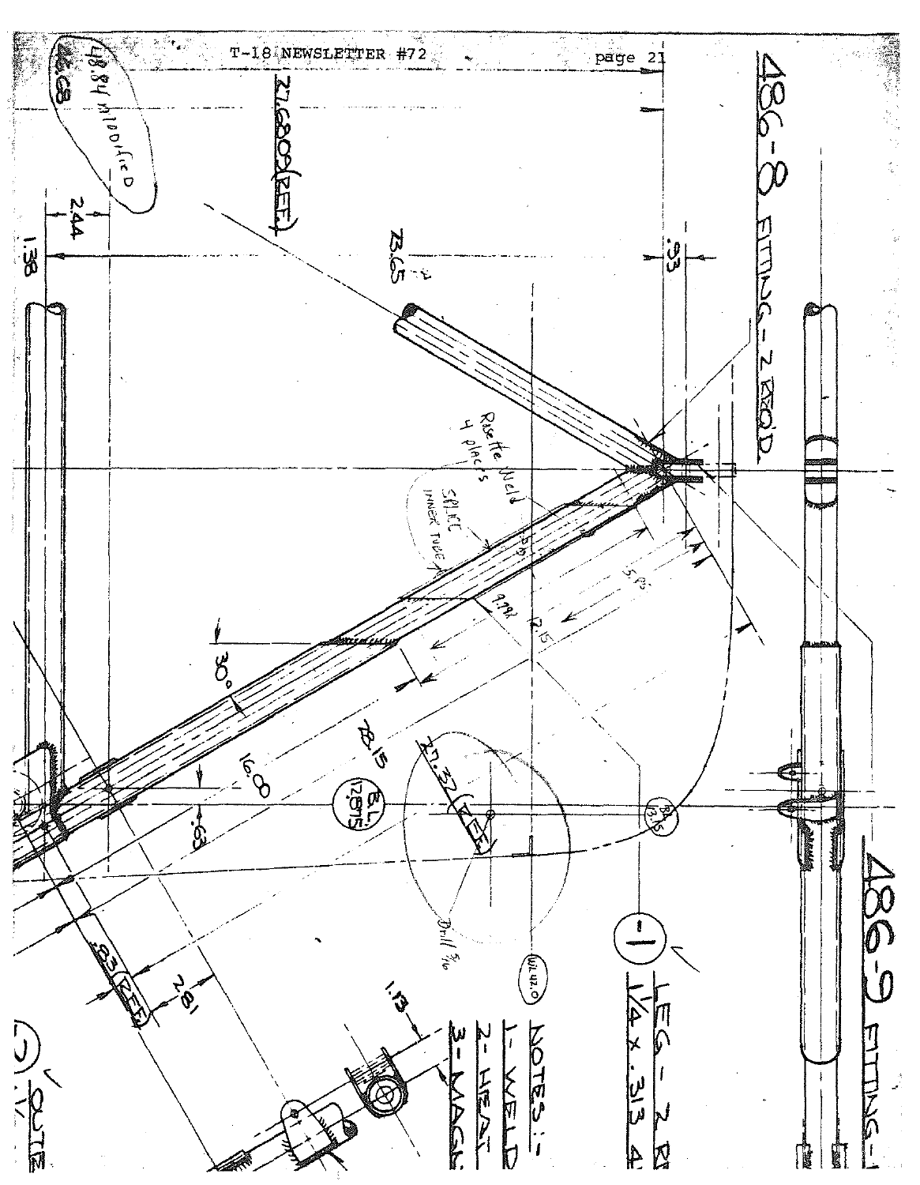486-8 FITTING-Z REQ'D

486-9 FITTING-

48.84 MODIFIED

46.68

27.6809 (REF)

2.44

1.38

23.65

.93

Rosette Weld 4 places

SPLICE INNER TUBE

5.00

3.50

19.92

21.15

30°

16.00

28.15

.63

B.L. 12.875

B.L. 13.15

27.32 (REF)

Drill 3/16

WL 42.0

.83 (REF)

2.81

1.13

1 — LEG - Z R

$1\frac{1}{4}$ x .313 4

NOTES:-

1- WELD

2- HEAT

3- MAGN

OUTE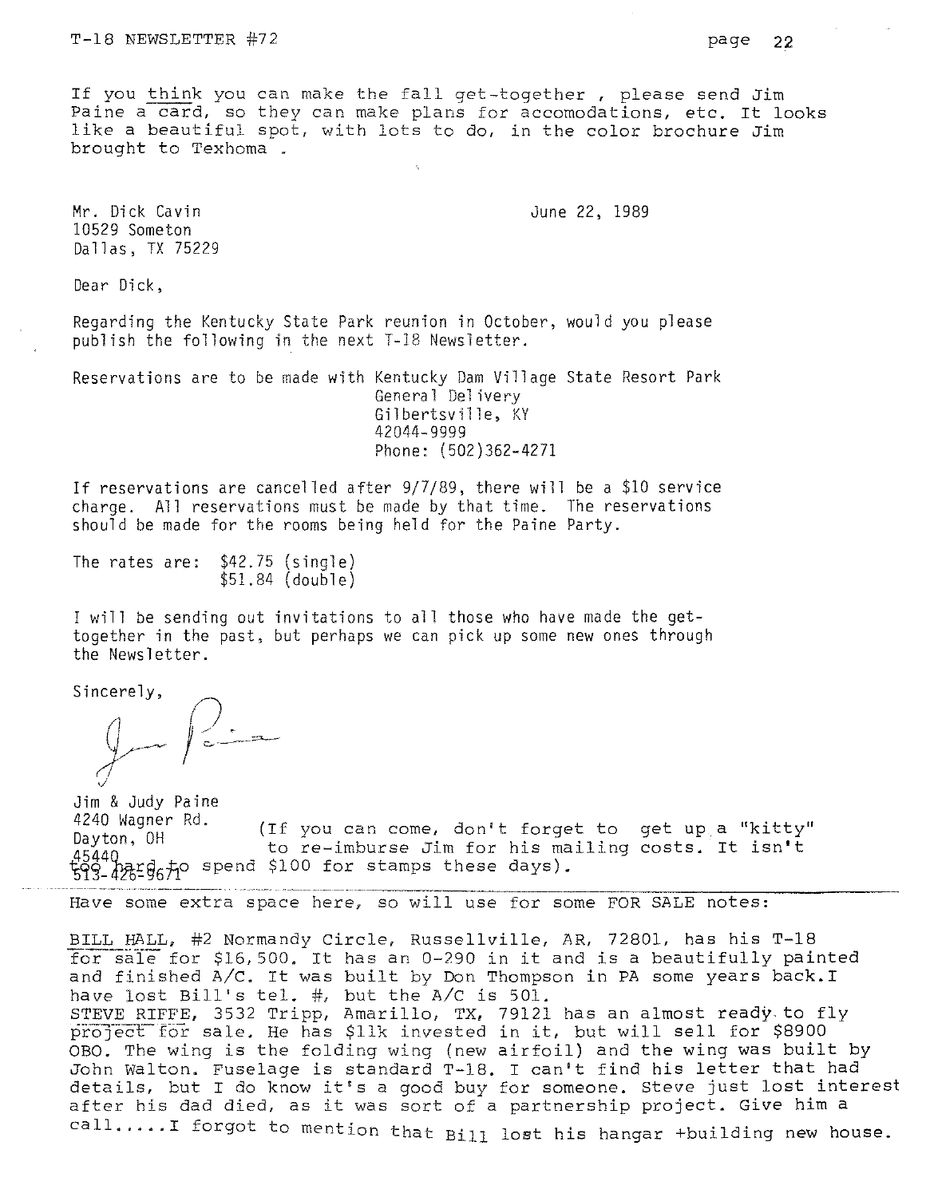If you think you can make the fall get-together , please send Jim Paine a card, so they can make plans for accomodations, etc. It looks like a beautiful spot, with lots to do, in the color brochure Jim brought to Texhoma .

Mr. Dick Cavin
10529 Someton
Dallas, TX 75229

June 22, 1989

Dear Dick,

Regarding the Kentucky State Park reunion in October, would you please publish the following in the next T-18 Newsletter.

Reservations are to be made with Kentucky Dam Village State Resort Park
General Delivery
Gilbertsville, KY
42044-9999
Phone: (502)362-4271

If reservations are cancelled after 9/7/89, there will be a $10 service charge. All reservations must be made by that time. The reservations should be made for the rooms being held for the Paine Party.

The rates are: $42.75 (single)
$51.84 (double)

I will be sending out invitations to all those who have made the get-together in the past, but perhaps we can pick up some new ones through the Newsletter.

Sincerely,

Jim & Judy Paine
4240 Wagner Rd.
Dayton, OH
45440
513-426-9671

(If you can come, don't forget to get up a "kitty" to re-imburse Jim for his mailing costs. It isn't too hard to spend $100 for stamps these days).

---

Have some extra space here, so will use for some FOR SALE notes:

BILL HALL, #2 Normandy Circle, Russellville, AR, 72801, has his T-18 for sale for $16,500. It has an O-290 in it and is a beautifully painted and finished A/C. It was built by Don Thompson in PA some years back. I have lost Bill's tel. #, but the A/C is 501.

STEVE RIFFE, 3532 Tripp, Amarillo, TX, 79121 has an almost ready to fly project for sale. He has $11k invested in it, but will sell for $8900 OBO. The wing is the folding wing (new airfoil) and the wing was built by John Walton. Fuselage is standard T-18. I can't find his letter that had details, but I do know it's a good buy for someone. Steve just lost interest after his dad died, as it was sort of a partnership project. Give him a call.....I forgot to mention that Bill lost his hangar +building new house.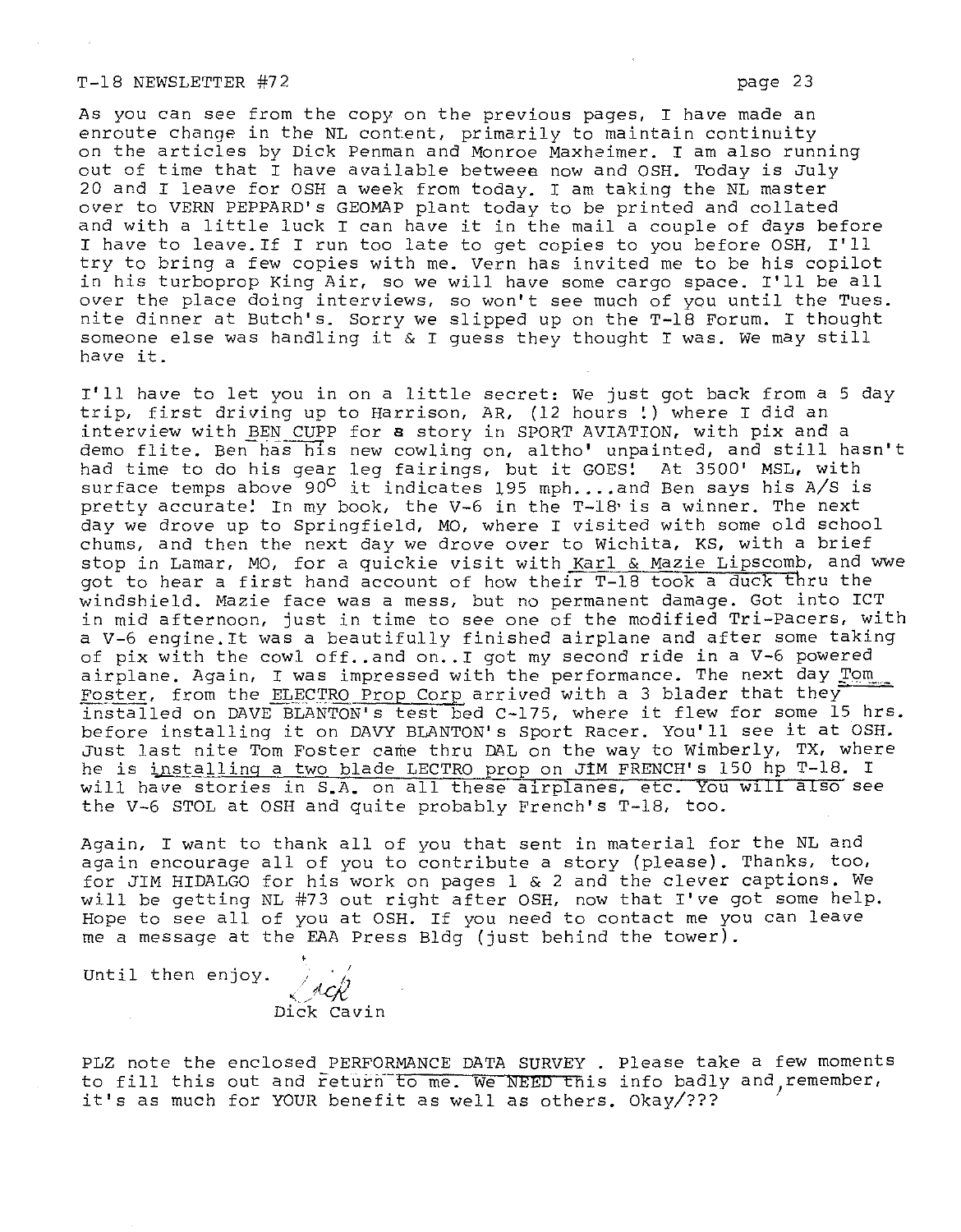As you can see from the copy on the previous pages, I have made an enroute change in the NL content, primarily to maintain continuity on the articles by Dick Penman and Monroe Maxheimer. I am also running out of time that I have available betweea now and OSH. Today is July 20 and I leave for OSH a week from today. I am taking the NL master over to VERN PEPPARD's GEOMAP plant today to be printed and collated and with a little luck I can have it in the mail a couple of days before I have to leave.If I run too late to get copies to you before OSH, I'll try to bring a few copies with me. Vern has invited me to be his copilot in his turboprop King Air, so we will have some cargo space. I'll be all over the place doing interviews, so won't see much of you until the Tues. nite dinner at Butch's. Sorry we slipped up on the T-18 Forum. I thought someone else was handling it & I guess they thought I was. We may still have it.

I'll have to let you in on a little secret: We just got back from a 5 day trip, first driving up to Harrison, AR, (12 hours !) where I did an interview with BEN CUPP for a story in SPORT AVIATION, with pix and a demo flite. Ben has his new cowling on, altho' unpainted, and still hasn't had time to do his gear leg fairings, but it GOES! At 3500' MSL, with surface temps above 90° it indicates 195 mph....and Ben says his A/S is pretty accurate! In my book, the V-6 in the T-18 is a winner. The next day we drove up to Springfield, MO, where I visited with some old school chums, and then the next day we drove over to Wichita, KS, with a brief stop in Lamar, MO, for a quickie visit with Karl & Mazie Lipscomb, and wwe got to hear a first hand account of how their T-18 took a duck thru the windshield. Mazie face was a mess, but no permanent damage. Got into ICT in mid afternoon, just in time to see one of the modified Tri-Pacers, with a V-6 engine.It was a beautifully finished airplane and after some taking of pix with the cowl off..and on..I got my second ride in a V-6 powered airplane. Again, I was impressed with the performance. The next day Tom Foster, from the ELECTRO Prop Corp arrived with a 3 blader that they installed on DAVE BLANTON's test bed C-175, where it flew for some 15 hrs. before installing it on DAVY BLANTON's Sport Racer. You'll see it at OSH. Just last nite Tom Foster came thru DAL on the way to Wimberly, TX, where he is installing a two blade LECTRO prop on JIM FRENCH's 150 hp T-18. I will have stories in S.A. on all these airplanes, etc. You will also see the V-6 STOL at OSH and quite probably French's T-18, too.

Again, I want to thank all of you that sent in material for the NL and again encourage all of you to contribute a story (please). Thanks, too, for JIM HIDALGO for his work on pages 1 & 2 and the clever captions. We will be getting NL #73 out right after OSH, now that I've got some help. Hope to see all of you at OSH. If you need to contact me you can leave me a message at the EAA Press Bldg (just behind the tower).

Until then enjoy. *Dick*

Dick Cavin

PLZ note the enclosed PERFORMANCE DATA SURVEY . Please take a few moments to fill this out and return to me. We NEED this info badly and remember, it's as much for YOUR benefit as well as others. Okay/???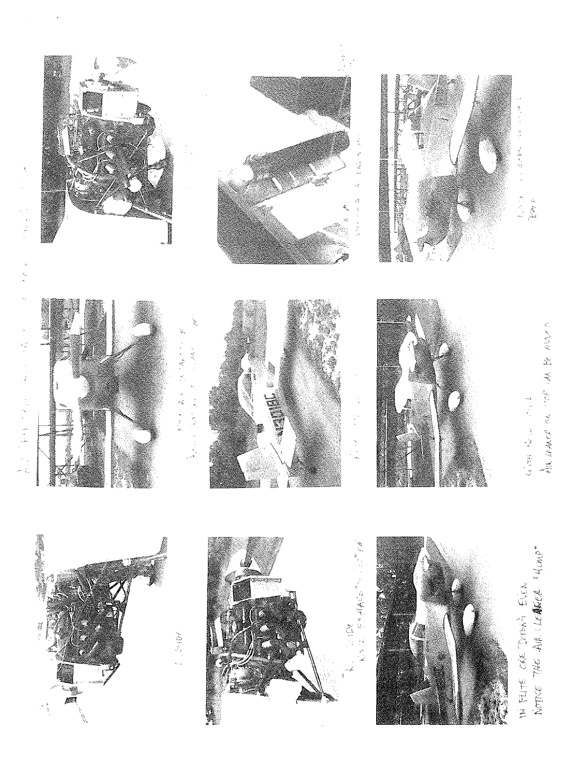L SIDE

R SIDE
NOTE EXHAUST ...

IN FLITE CAR DOESN'T EVEN
NOTICE THE AIR CLEANER "HUMP"

... AIR CLEANER ON TOP CAN BE ...